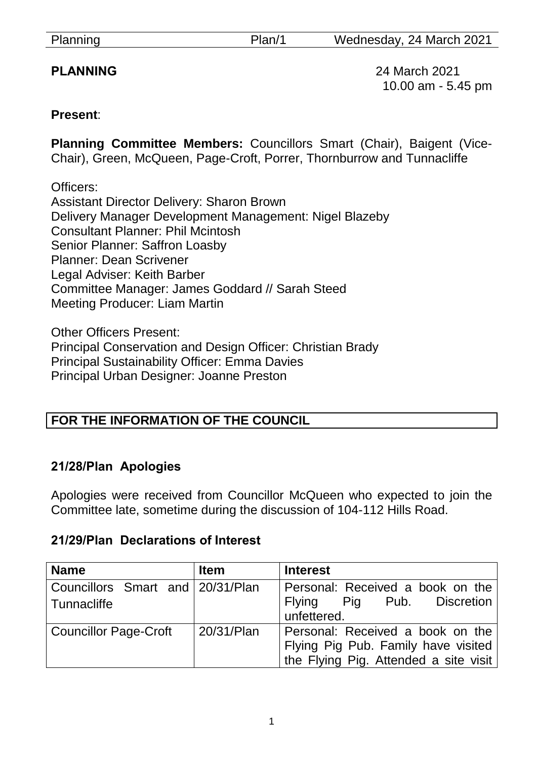**PLANNING** 24 March 2021
10.00 am - 5.45 pm

**Present**:

**Planning Committee Members:** Councillors Smart (Chair), Baigent (Vice-Chair), Green, McQueen, Page-Croft, Porrer, Thornburrow and Tunnacliffe

Officers:
Assistant Director Delivery: Sharon Brown
Delivery Manager Development Management: Nigel Blazeby
Consultant Planner: Phil Mcintosh
Senior Planner: Saffron Loasby
Planner: Dean Scrivener
Legal Adviser: Keith Barber
Committee Manager: James Goddard // Sarah Steed
Meeting Producer: Liam Martin

Other Officers Present:
Principal Conservation and Design Officer: Christian Brady
Principal Sustainability Officer: Emma Davies
Principal Urban Designer: Joanne Preston

**FOR THE INFORMATION OF THE COUNCIL**

## 21/28/Plan Apologies

Apologies were received from Councillor McQueen who expected to join the Committee late, sometime during the discussion of 104-112 Hills Road.

## 21/29/Plan Declarations of Interest

| Name | Item | Interest |
|---|---|---|
| Councillors Smart and Tunnacliffe | 20/31/Plan | Personal: Received a book on the Flying Pig Pub. Discretion unfettered. |
| Councillor Page-Croft | 20/31/Plan | Personal: Received a book on the Flying Pig Pub. Family have visited the Flying Pig. Attended a site visit |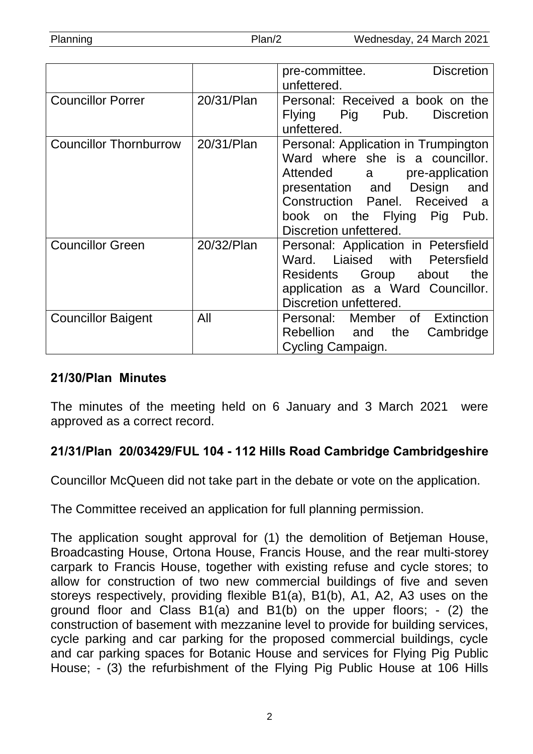| | | |
|---|---|---|
| | | pre-committee. Discretion unfettered. |
| Councillor Porrer | 20/31/Plan | Personal: Received a book on the Flying Pig Pub. Discretion unfettered. |
| Councillor Thornburrow | 20/31/Plan | Personal: Application in Trumpington Ward where she is a councillor. Attended a pre-application presentation and Design and Construction Panel. Received a book on the Flying Pig Pub. Discretion unfettered. |
| Councillor Green | 20/32/Plan | Personal: Application in Petersfield Ward. Liaised with Petersfield Residents Group about the application as a Ward Councillor. Discretion unfettered. |
| Councillor Baigent | All | Personal: Member of Extinction Rebellion and the Cambridge Cycling Campaign. |

## 21/30/Plan Minutes

The minutes of the meeting held on 6 January and 3 March 2021 were approved as a correct record.

## 21/31/Plan 20/03429/FUL 104 - 112 Hills Road Cambridge Cambridgeshire

Councillor McQueen did not take part in the debate or vote on the application.

The Committee received an application for full planning permission.

The application sought approval for (1) the demolition of Betjeman House, Broadcasting House, Ortona House, Francis House, and the rear multi-storey carpark to Francis House, together with existing refuse and cycle stores; to allow for construction of two new commercial buildings of five and seven storeys respectively, providing flexible B1(a), B1(b), A1, A2, A3 uses on the ground floor and Class B1(a) and B1(b) on the upper floors; - (2) the construction of basement with mezzanine level to provide for building services, cycle parking and car parking for the proposed commercial buildings, cycle and car parking spaces for Botanic House and services for Flying Pig Public House; - (3) the refurbishment of the Flying Pig Public House at 106 Hills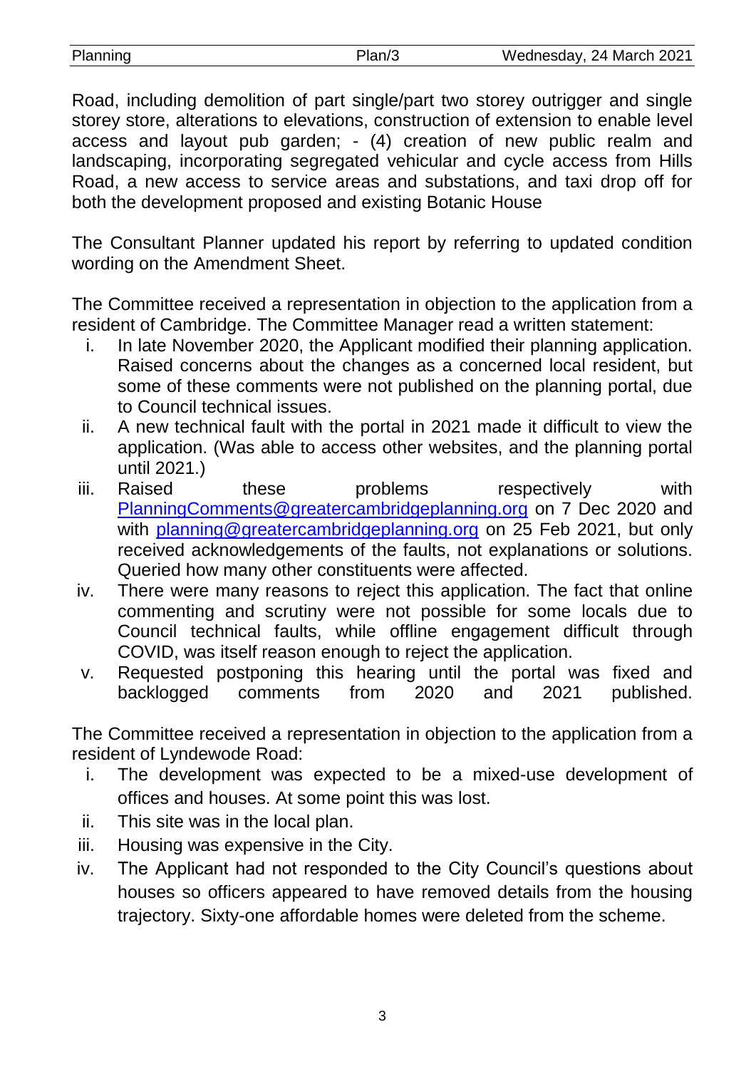Road, including demolition of part single/part two storey outrigger and single storey store, alterations to elevations, construction of extension to enable level access and layout pub garden; - (4) creation of new public realm and landscaping, incorporating segregated vehicular and cycle access from Hills Road, a new access to service areas and substations, and taxi drop off for both the development proposed and existing Botanic House

The Consultant Planner updated his report by referring to updated condition wording on the Amendment Sheet.

The Committee received a representation in objection to the application from a resident of Cambridge. The Committee Manager read a written statement:

i. In late November 2020, the Applicant modified their planning application. Raised concerns about the changes as a concerned local resident, but some of these comments were not published on the planning portal, due to Council technical issues.
ii. A new technical fault with the portal in 2021 made it difficult to view the application. (Was able to access other websites, and the planning portal until 2021.)
iii. Raised these problems respectively with PlanningComments@greatercambridgeplanning.org on 7 Dec 2020 and with planning@greatercambridgeplanning.org on 25 Feb 2021, but only received acknowledgements of the faults, not explanations or solutions. Queried how many other constituents were affected.
iv. There were many reasons to reject this application. The fact that online commenting and scrutiny were not possible for some locals due to Council technical faults, while offline engagement difficult through COVID, was itself reason enough to reject the application.
v. Requested postponing this hearing until the portal was fixed and backlogged comments from 2020 and 2021 published.

The Committee received a representation in objection to the application from a resident of Lyndewode Road:

i. The development was expected to be a mixed-use development of offices and houses. At some point this was lost.
ii. This site was in the local plan.
iii. Housing was expensive in the City.
iv. The Applicant had not responded to the City Council's questions about houses so officers appeared to have removed details from the housing trajectory. Sixty-one affordable homes were deleted from the scheme.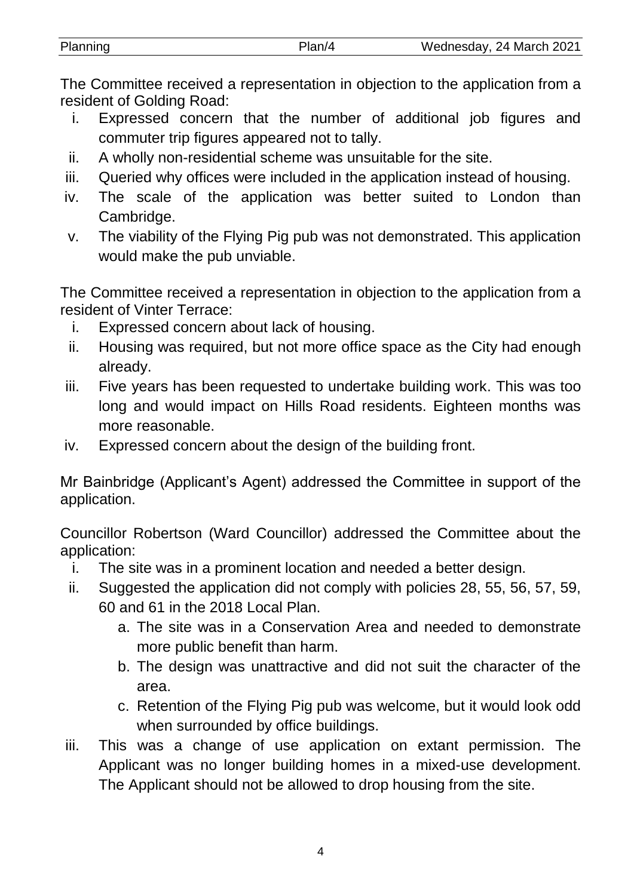The Committee received a representation in objection to the application from a resident of Golding Road:

i. Expressed concern that the number of additional job figures and commuter trip figures appeared not to tally.
ii. A wholly non-residential scheme was unsuitable for the site.
iii. Queried why offices were included in the application instead of housing.
iv. The scale of the application was better suited to London than Cambridge.
v. The viability of the Flying Pig pub was not demonstrated. This application would make the pub unviable.

The Committee received a representation in objection to the application from a resident of Vinter Terrace:

i. Expressed concern about lack of housing.
ii. Housing was required, but not more office space as the City had enough already.
iii. Five years has been requested to undertake building work. This was too long and would impact on Hills Road residents. Eighteen months was more reasonable.
iv. Expressed concern about the design of the building front.

Mr Bainbridge (Applicant's Agent) addressed the Committee in support of the application.

Councillor Robertson (Ward Councillor) addressed the Committee about the application:

i. The site was in a prominent location and needed a better design.
ii. Suggested the application did not comply with policies 28, 55, 56, 57, 59, 60 and 61 in the 2018 Local Plan.
    a. The site was in a Conservation Area and needed to demonstrate more public benefit than harm.
    b. The design was unattractive and did not suit the character of the area.
    c. Retention of the Flying Pig pub was welcome, but it would look odd when surrounded by office buildings.
iii. This was a change of use application on extant permission. The Applicant was no longer building homes in a mixed-use development. The Applicant should not be allowed to drop housing from the site.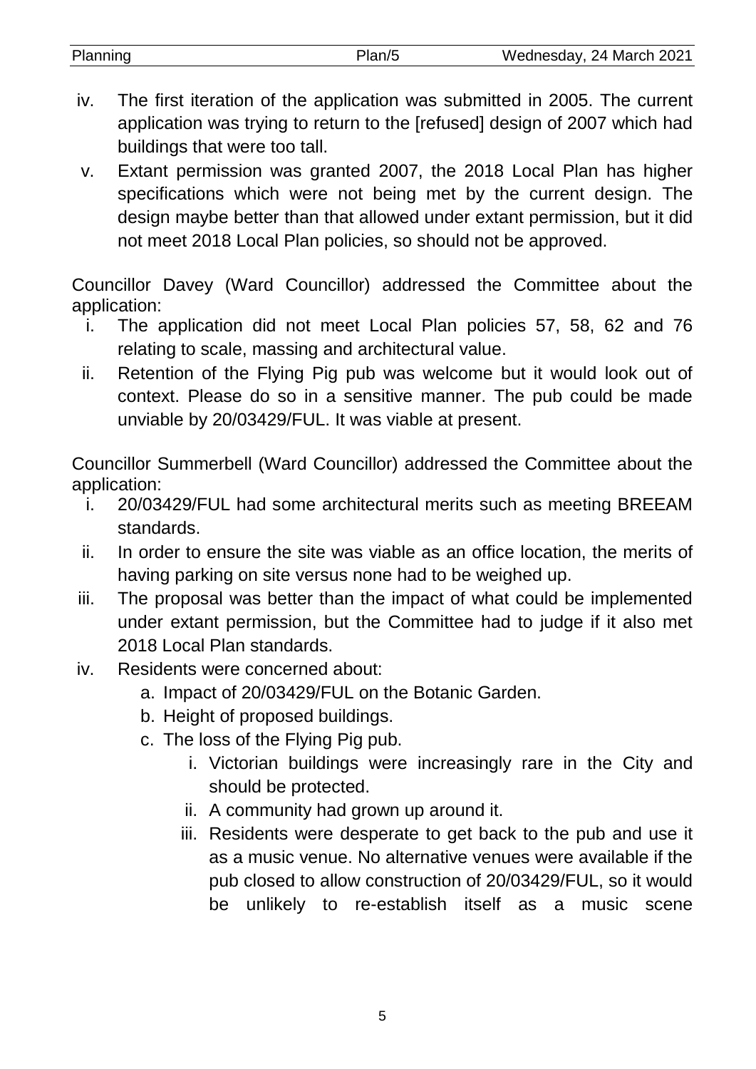iv. The first iteration of the application was submitted in 2005. The current application was trying to return to the [refused] design of 2007 which had buildings that were too tall.

v. Extant permission was granted 2007, the 2018 Local Plan has higher specifications which were not being met by the current design. The design maybe better than that allowed under extant permission, but it did not meet 2018 Local Plan policies, so should not be approved.

Councillor Davey (Ward Councillor) addressed the Committee about the application:

i. The application did not meet Local Plan policies 57, 58, 62 and 76 relating to scale, massing and architectural value.

ii. Retention of the Flying Pig pub was welcome but it would look out of context. Please do so in a sensitive manner. The pub could be made unviable by 20/03429/FUL. It was viable at present.

Councillor Summerbell (Ward Councillor) addressed the Committee about the application:

i. 20/03429/FUL had some architectural merits such as meeting BREEAM standards.

ii. In order to ensure the site was viable as an office location, the merits of having parking on site versus none had to be weighed up.

iii. The proposal was better than the impact of what could be implemented under extant permission, but the Committee had to judge if it also met 2018 Local Plan standards.

iv. Residents were concerned about:
    a. Impact of 20/03429/FUL on the Botanic Garden.
    b. Height of proposed buildings.
    c. The loss of the Flying Pig pub.
        i. Victorian buildings were increasingly rare in the City and should be protected.
        ii. A community had grown up around it.
        iii. Residents were desperate to get back to the pub and use it as a music venue. No alternative venues were available if the pub closed to allow construction of 20/03429/FUL, so it would be unlikely to re-establish itself as a music scene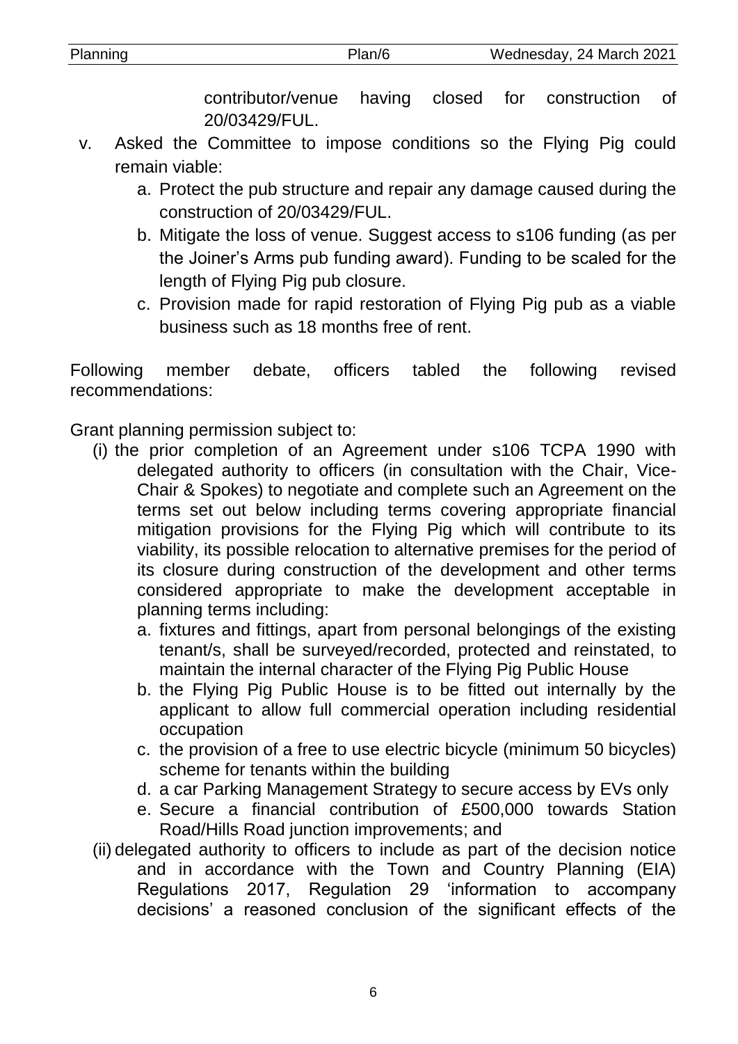contributor/venue having closed for construction of 20/03429/FUL.

v. Asked the Committee to impose conditions so the Flying Pig could remain viable:
   a. Protect the pub structure and repair any damage caused during the construction of 20/03429/FUL.
   b. Mitigate the loss of venue. Suggest access to s106 funding (as per the Joiner's Arms pub funding award). Funding to be scaled for the length of Flying Pig pub closure.
   c. Provision made for rapid restoration of Flying Pig pub as a viable business such as 18 months free of rent.

Following member debate, officers tabled the following revised recommendations:

Grant planning permission subject to:

(i) the prior completion of an Agreement under s106 TCPA 1990 with delegated authority to officers (in consultation with the Chair, Vice-Chair & Spokes) to negotiate and complete such an Agreement on the terms set out below including terms covering appropriate financial mitigation provisions for the Flying Pig which will contribute to its viability, its possible relocation to alternative premises for the period of its closure during construction of the development and other terms considered appropriate to make the development acceptable in planning terms including:
   a. fixtures and fittings, apart from personal belongings of the existing tenant/s, shall be surveyed/recorded, protected and reinstated, to maintain the internal character of the Flying Pig Public House
   b. the Flying Pig Public House is to be fitted out internally by the applicant to allow full commercial operation including residential occupation
   c. the provision of a free to use electric bicycle (minimum 50 bicycles) scheme for tenants within the building
   d. a car Parking Management Strategy to secure access by EVs only
   e. Secure a financial contribution of £500,000 towards Station Road/Hills Road junction improvements; and

(ii) delegated authority to officers to include as part of the decision notice and in accordance with the Town and Country Planning (EIA) Regulations 2017, Regulation 29 'information to accompany decisions' a reasoned conclusion of the significant effects of the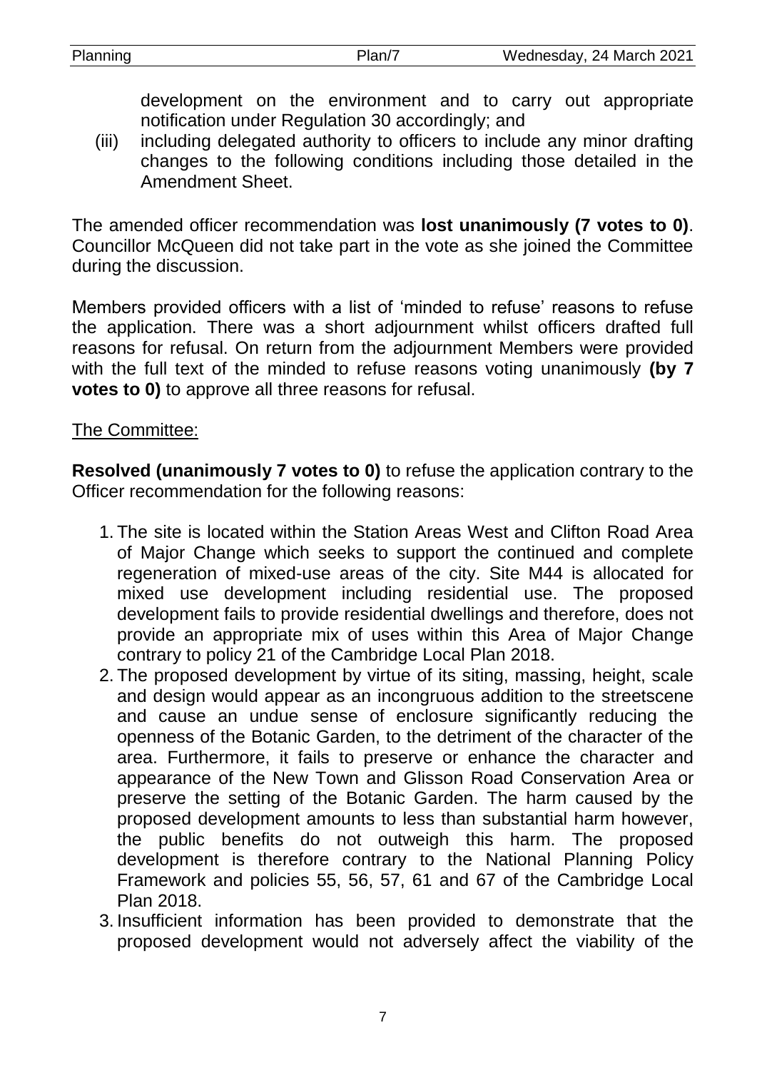development on the environment and to carry out appropriate notification under Regulation 30 accordingly; and

(iii) including delegated authority to officers to include any minor drafting changes to the following conditions including those detailed in the Amendment Sheet.

The amended officer recommendation was **lost unanimously (7 votes to 0)**. Councillor McQueen did not take part in the vote as she joined the Committee during the discussion.

Members provided officers with a list of 'minded to refuse' reasons to refuse the application. There was a short adjournment whilst officers drafted full reasons for refusal. On return from the adjournment Members were provided with the full text of the minded to refuse reasons voting unanimously **(by 7 votes to 0)** to approve all three reasons for refusal.

<u>The Committee:</u>

**Resolved (unanimously 7 votes to 0)** to refuse the application contrary to the Officer recommendation for the following reasons:

1. The site is located within the Station Areas West and Clifton Road Area of Major Change which seeks to support the continued and complete regeneration of mixed-use areas of the city. Site M44 is allocated for mixed use development including residential use. The proposed development fails to provide residential dwellings and therefore, does not provide an appropriate mix of uses within this Area of Major Change contrary to policy 21 of the Cambridge Local Plan 2018.
2. The proposed development by virtue of its siting, massing, height, scale and design would appear as an incongruous addition to the streetscene and cause an undue sense of enclosure significantly reducing the openness of the Botanic Garden, to the detriment of the character of the area. Furthermore, it fails to preserve or enhance the character and appearance of the New Town and Glisson Road Conservation Area or preserve the setting of the Botanic Garden. The harm caused by the proposed development amounts to less than substantial harm however, the public benefits do not outweigh this harm. The proposed development is therefore contrary to the National Planning Policy Framework and policies 55, 56, 57, 61 and 67 of the Cambridge Local Plan 2018.
3. Insufficient information has been provided to demonstrate that the proposed development would not adversely affect the viability of the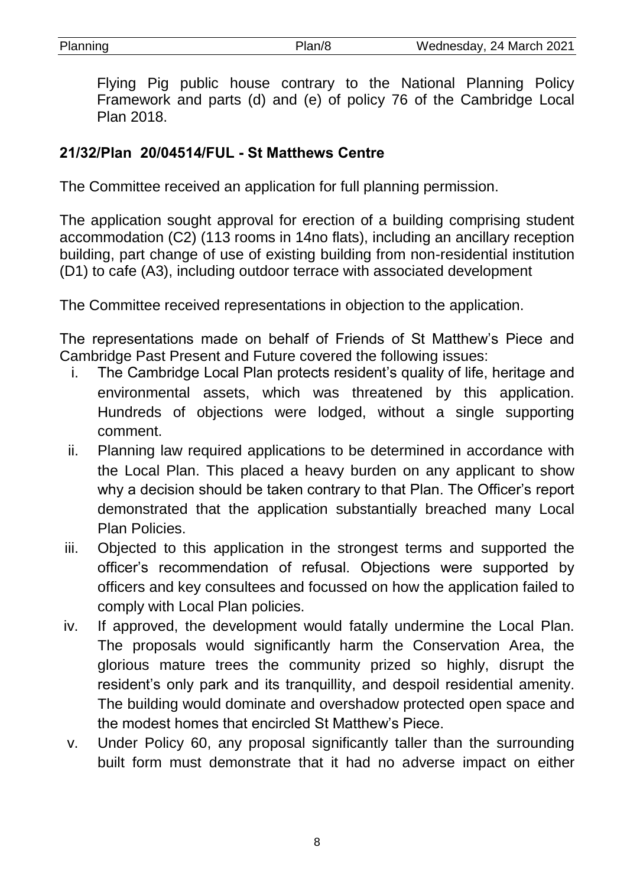Flying Pig public house contrary to the National Planning Policy Framework and parts (d) and (e) of policy 76 of the Cambridge Local Plan 2018.

**21/32/Plan 20/04514/FUL - St Matthews Centre**

The Committee received an application for full planning permission.

The application sought approval for erection of a building comprising student accommodation (C2) (113 rooms in 14no flats), including an ancillary reception building, part change of use of existing building from non-residential institution (D1) to cafe (A3), including outdoor terrace with associated development

The Committee received representations in objection to the application.

The representations made on behalf of Friends of St Matthew's Piece and Cambridge Past Present and Future covered the following issues:

i. The Cambridge Local Plan protects resident's quality of life, heritage and environmental assets, which was threatened by this application. Hundreds of objections were lodged, without a single supporting comment.
ii. Planning law required applications to be determined in accordance with the Local Plan. This placed a heavy burden on any applicant to show why a decision should be taken contrary to that Plan. The Officer's report demonstrated that the application substantially breached many Local Plan Policies.
iii. Objected to this application in the strongest terms and supported the officer's recommendation of refusal. Objections were supported by officers and key consultees and focussed on how the application failed to comply with Local Plan policies.
iv. If approved, the development would fatally undermine the Local Plan. The proposals would significantly harm the Conservation Area, the glorious mature trees the community prized so highly, disrupt the resident's only park and its tranquillity, and despoil residential amenity. The building would dominate and overshadow protected open space and the modest homes that encircled St Matthew's Piece.
v. Under Policy 60, any proposal significantly taller than the surrounding built form must demonstrate that it had no adverse impact on either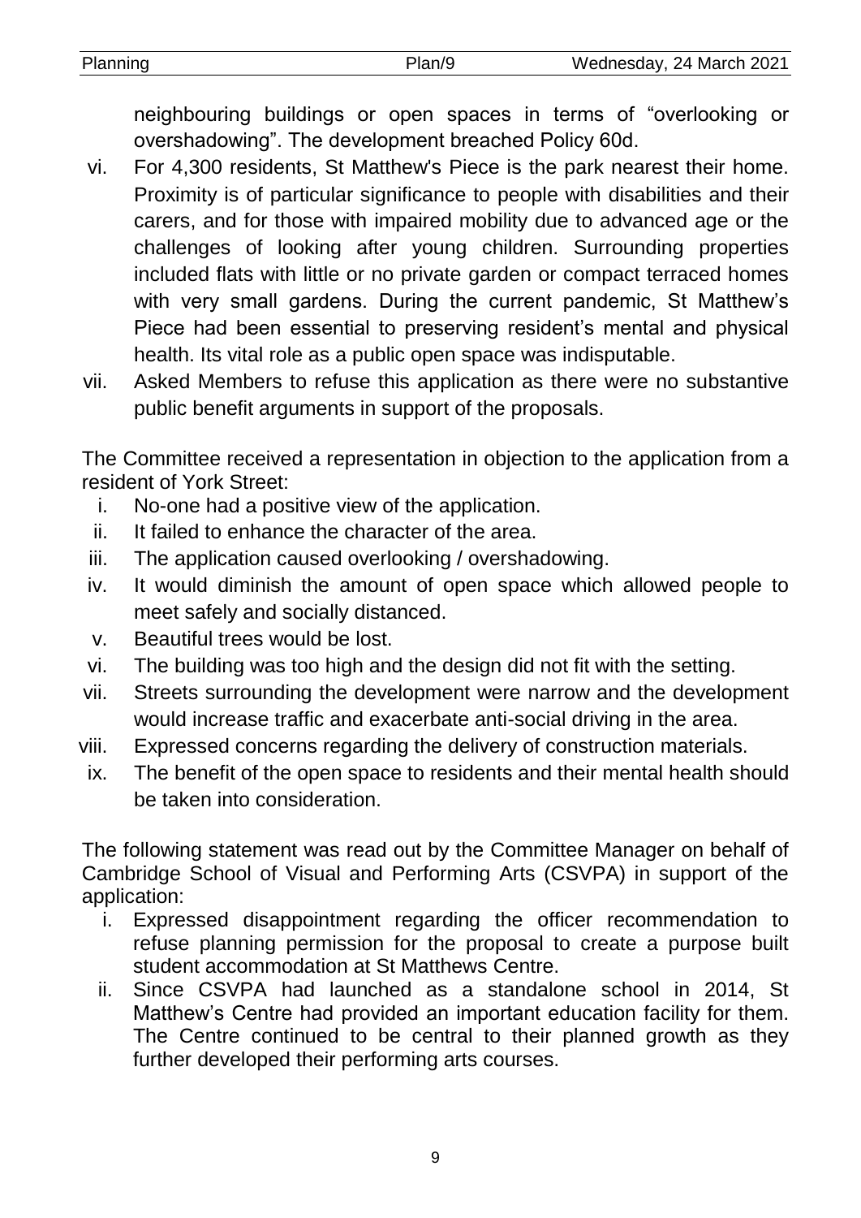neighbouring buildings or open spaces in terms of “overlooking or overshadowing”. The development breached Policy 60d.

vi. For 4,300 residents, St Matthew's Piece is the park nearest their home. Proximity is of particular significance to people with disabilities and their carers, and for those with impaired mobility due to advanced age or the challenges of looking after young children. Surrounding properties included flats with little or no private garden or compact terraced homes with very small gardens. During the current pandemic, St Matthew’s Piece had been essential to preserving resident’s mental and physical health. Its vital role as a public open space was indisputable.

vii. Asked Members to refuse this application as there were no substantive public benefit arguments in support of the proposals.

The Committee received a representation in objection to the application from a resident of York Street:

i. No-one had a positive view of the application.
ii. It failed to enhance the character of the area.
iii. The application caused overlooking / overshadowing.
iv. It would diminish the amount of open space which allowed people to meet safely and socially distanced.
v. Beautiful trees would be lost.
vi. The building was too high and the design did not fit with the setting.
vii. Streets surrounding the development were narrow and the development would increase traffic and exacerbate anti-social driving in the area.
viii. Expressed concerns regarding the delivery of construction materials.
ix. The benefit of the open space to residents and their mental health should be taken into consideration.

The following statement was read out by the Committee Manager on behalf of Cambridge School of Visual and Performing Arts (CSVPA) in support of the application:

i. Expressed disappointment regarding the officer recommendation to refuse planning permission for the proposal to create a purpose built student accommodation at St Matthews Centre.
ii. Since CSVPA had launched as a standalone school in 2014, St Matthew’s Centre had provided an important education facility for them. The Centre continued to be central to their planned growth as they further developed their performing arts courses.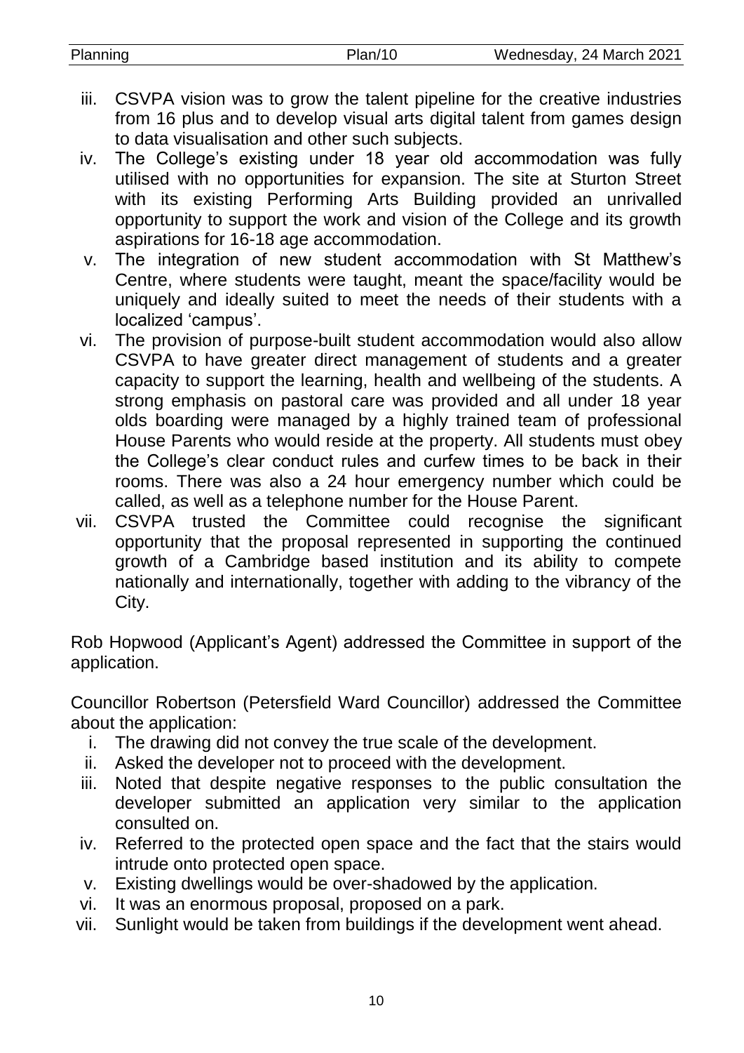iii. CSVPA vision was to grow the talent pipeline for the creative industries from 16 plus and to develop visual arts digital talent from games design to data visualisation and other such subjects.
iv. The College's existing under 18 year old accommodation was fully utilised with no opportunities for expansion. The site at Sturton Street with its existing Performing Arts Building provided an unrivalled opportunity to support the work and vision of the College and its growth aspirations for 16-18 age accommodation.
v. The integration of new student accommodation with St Matthew's Centre, where students were taught, meant the space/facility would be uniquely and ideally suited to meet the needs of their students with a localized 'campus'.
vi. The provision of purpose-built student accommodation would also allow CSVPA to have greater direct management of students and a greater capacity to support the learning, health and wellbeing of the students. A strong emphasis on pastoral care was provided and all under 18 year olds boarding were managed by a highly trained team of professional House Parents who would reside at the property. All students must obey the College's clear conduct rules and curfew times to be back in their rooms. There was also a 24 hour emergency number which could be called, as well as a telephone number for the House Parent.
vii. CSVPA trusted the Committee could recognise the significant opportunity that the proposal represented in supporting the continued growth of a Cambridge based institution and its ability to compete nationally and internationally, together with adding to the vibrancy of the City.

Rob Hopwood (Applicant's Agent) addressed the Committee in support of the application.

Councillor Robertson (Petersfield Ward Councillor) addressed the Committee about the application:

i. The drawing did not convey the true scale of the development.
ii. Asked the developer not to proceed with the development.
iii. Noted that despite negative responses to the public consultation the developer submitted an application very similar to the application consulted on.
iv. Referred to the protected open space and the fact that the stairs would intrude onto protected open space.
v. Existing dwellings would be over-shadowed by the application.
vi. It was an enormous proposal, proposed on a park.
vii. Sunlight would be taken from buildings if the development went ahead.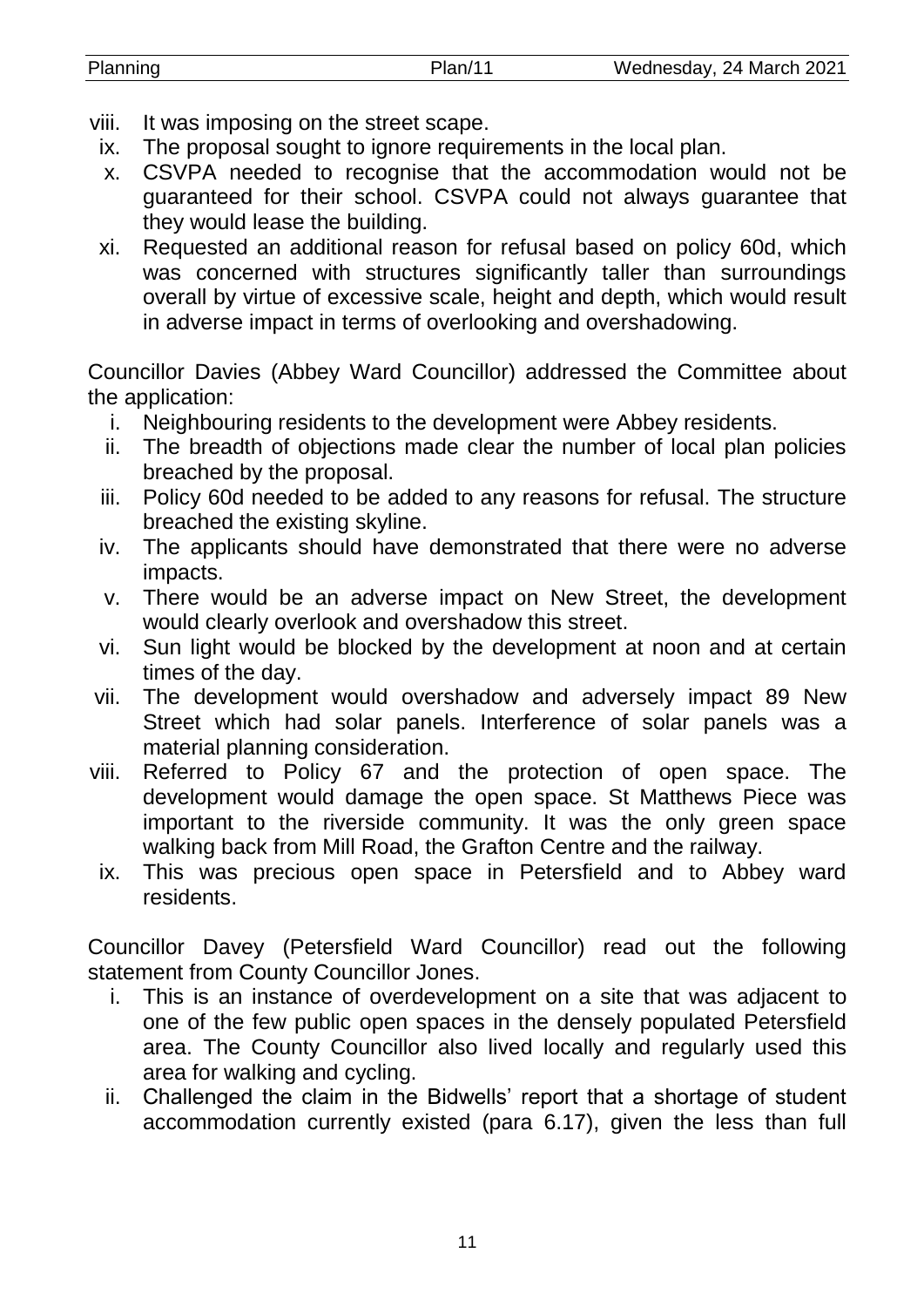viii. It was imposing on the street scape.
ix. The proposal sought to ignore requirements in the local plan.
x. CSVPA needed to recognise that the accommodation would not be guaranteed for their school. CSVPA could not always guarantee that they would lease the building.
xi. Requested an additional reason for refusal based on policy 60d, which was concerned with structures significantly taller than surroundings overall by virtue of excessive scale, height and depth, which would result in adverse impact in terms of overlooking and overshadowing.

Councillor Davies (Abbey Ward Councillor) addressed the Committee about the application:

i. Neighbouring residents to the development were Abbey residents.
ii. The breadth of objections made clear the number of local plan policies breached by the proposal.
iii. Policy 60d needed to be added to any reasons for refusal. The structure breached the existing skyline.
iv. The applicants should have demonstrated that there were no adverse impacts.
v. There would be an adverse impact on New Street, the development would clearly overlook and overshadow this street.
vi. Sun light would be blocked by the development at noon and at certain times of the day.
vii. The development would overshadow and adversely impact 89 New Street which had solar panels. Interference of solar panels was a material planning consideration.
viii. Referred to Policy 67 and the protection of open space. The development would damage the open space. St Matthews Piece was important to the riverside community. It was the only green space walking back from Mill Road, the Grafton Centre and the railway.
ix. This was precious open space in Petersfield and to Abbey ward residents.

Councillor Davey (Petersfield Ward Councillor) read out the following statement from County Councillor Jones.

i. This is an instance of overdevelopment on a site that was adjacent to one of the few public open spaces in the densely populated Petersfield area. The County Councillor also lived locally and regularly used this area for walking and cycling.
ii. Challenged the claim in the Bidwells' report that a shortage of student accommodation currently existed (para 6.17), given the less than full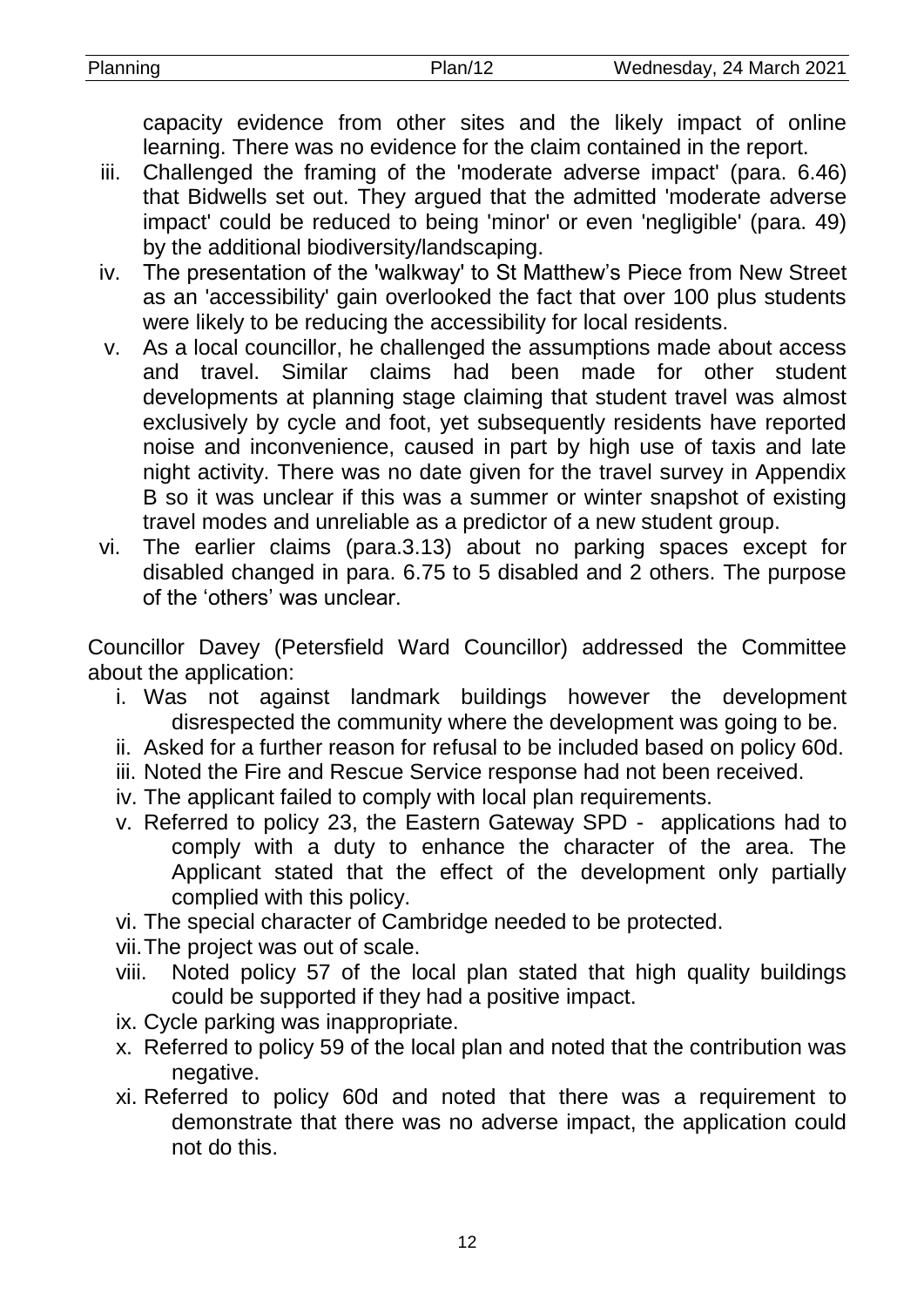capacity evidence from other sites and the likely impact of online learning. There was no evidence for the claim contained in the report.

iii. Challenged the framing of the 'moderate adverse impact' (para. 6.46) that Bidwells set out. They argued that the admitted 'moderate adverse impact' could be reduced to being 'minor' or even 'negligible' (para. 49) by the additional biodiversity/landscaping.

iv. The presentation of the 'walkway' to St Matthew's Piece from New Street as an 'accessibility' gain overlooked the fact that over 100 plus students were likely to be reducing the accessibility for local residents.

v. As a local councillor, he challenged the assumptions made about access and travel. Similar claims had been made for other student developments at planning stage claiming that student travel was almost exclusively by cycle and foot, yet subsequently residents have reported noise and inconvenience, caused in part by high use of taxis and late night activity. There was no date given for the travel survey in Appendix B so it was unclear if this was a summer or winter snapshot of existing travel modes and unreliable as a predictor of a new student group.

vi. The earlier claims (para.3.13) about no parking spaces except for disabled changed in para. 6.75 to 5 disabled and 2 others. The purpose of the 'others' was unclear.

Councillor Davey (Petersfield Ward Councillor) addressed the Committee about the application:

i. Was not against landmark buildings however the development disrespected the community where the development was going to be.
ii. Asked for a further reason for refusal to be included based on policy 60d.
iii. Noted the Fire and Rescue Service response had not been received.
iv. The applicant failed to comply with local plan requirements.
v. Referred to policy 23, the Eastern Gateway SPD - applications had to comply with a duty to enhance the character of the area. The Applicant stated that the effect of the development only partially complied with this policy.
vi. The special character of Cambridge needed to be protected.
vii. The project was out of scale.
viii. Noted policy 57 of the local plan stated that high quality buildings could be supported if they had a positive impact.
ix. Cycle parking was inappropriate.
x. Referred to policy 59 of the local plan and noted that the contribution was negative.
xi. Referred to policy 60d and noted that there was a requirement to demonstrate that there was no adverse impact, the application could not do this.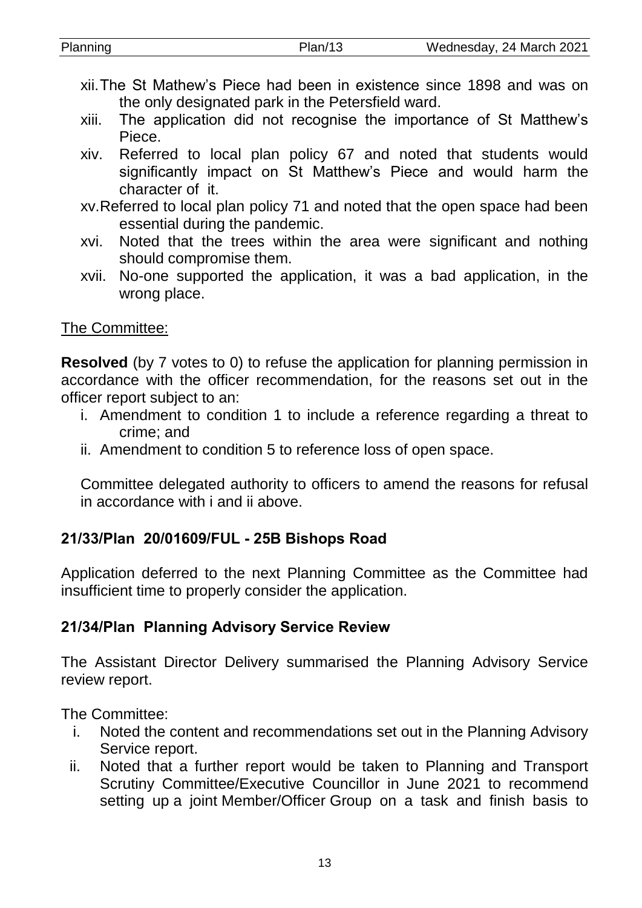- xii. The St Mathew's Piece had been in existence since 1898 and was on the only designated park in the Petersfield ward.
- xiii. The application did not recognise the importance of St Matthew's Piece.
- xiv. Referred to local plan policy 67 and noted that students would significantly impact on St Matthew's Piece and would harm the character of it.
- xv. Referred to local plan policy 71 and noted that the open space had been essential during the pandemic.
- xvi. Noted that the trees within the area were significant and nothing should compromise them.
- xvii. No-one supported the application, it was a bad application, in the wrong place.

The Committee:

**Resolved** (by 7 votes to 0) to refuse the application for planning permission in accordance with the officer recommendation, for the reasons set out in the officer report subject to an:

- i. Amendment to condition 1 to include a reference regarding a threat to crime; and
- ii. Amendment to condition 5 to reference loss of open space.

Committee delegated authority to officers to amend the reasons for refusal in accordance with i and ii above.

### 21/33/Plan 20/01609/FUL - 25B Bishops Road

Application deferred to the next Planning Committee as the Committee had insufficient time to properly consider the application.

### 21/34/Plan Planning Advisory Service Review

The Assistant Director Delivery summarised the Planning Advisory Service review report.

The Committee:

- i. Noted the content and recommendations set out in the Planning Advisory Service report.
- ii. Noted that a further report would be taken to Planning and Transport Scrutiny Committee/Executive Councillor in June 2021 to recommend setting up a joint Member/Officer Group on a task and finish basis to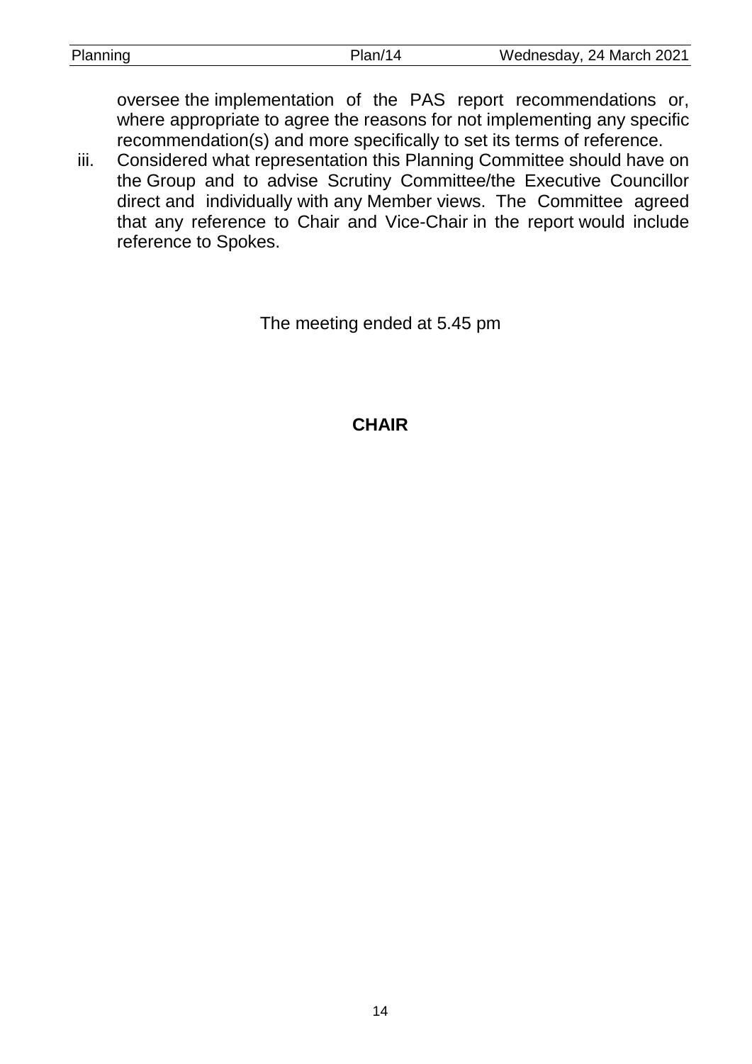oversee the implementation of the PAS report recommendations or, where appropriate to agree the reasons for not implementing any specific recommendation(s) and more specifically to set its terms of reference.

iii. Considered what representation this Planning Committee should have on the Group and to advise Scrutiny Committee/the Executive Councillor direct and individually with any Member views. The Committee agreed that any reference to Chair and Vice-Chair in the report would include reference to Spokes.

The meeting ended at 5.45 pm

**CHAIR**